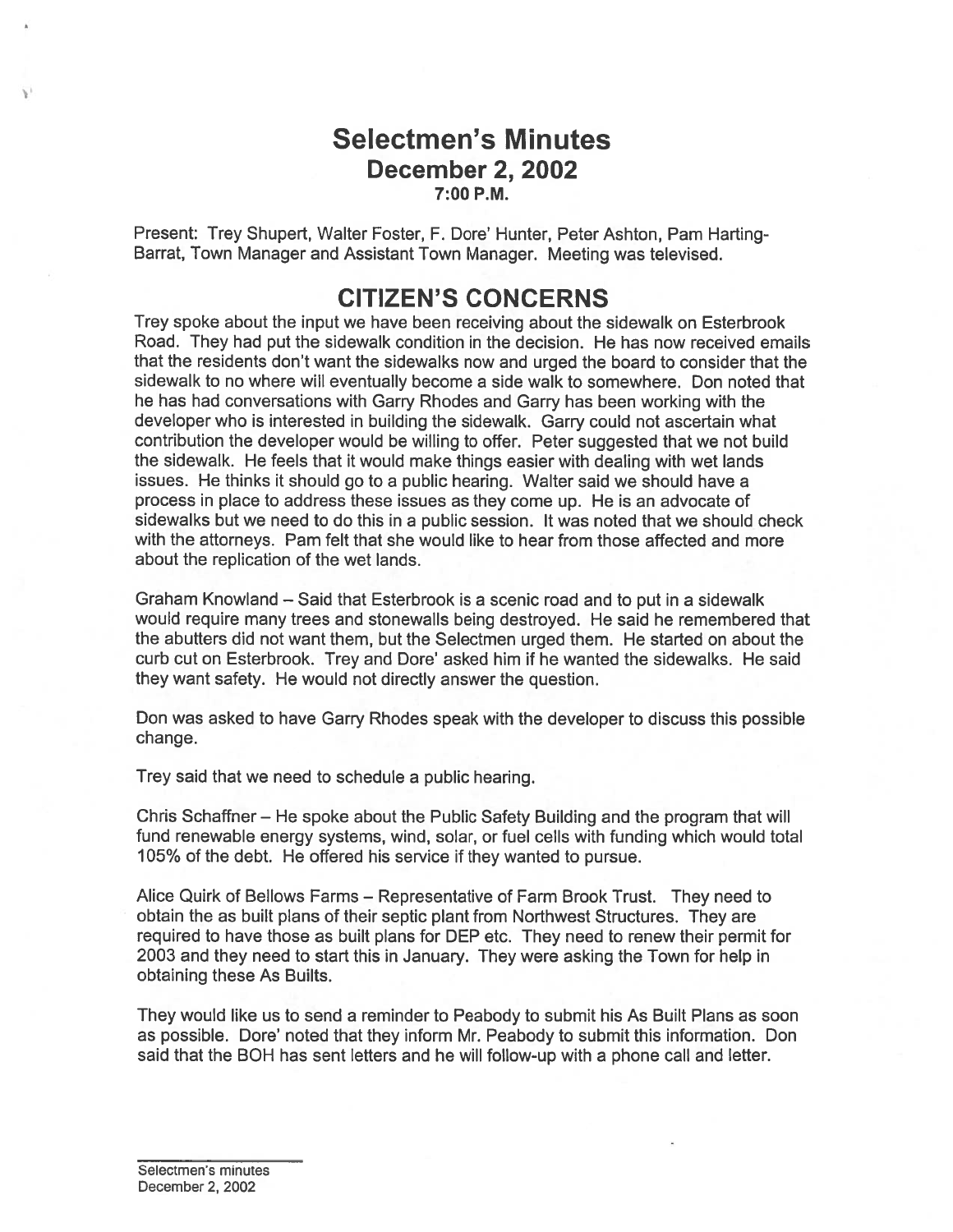# Selectmen's Minutes
## December 2, 2002
### 7:00 P.M.

Present: Trey Shupert, Walter Foster, F. Dore' Hunter, Peter Ashton, Pam Harting-Barrat, Town Manager and Assistant Town Manager. Meeting was televised.

## CITIZEN'S CONCERNS

Trey spoke about the input we have been receiving about the sidewalk on Esterbrook Road. They had put the sidewalk condition in the decision. He has now received emails that the residents don't want the sidewalks now and urged the board to consider that the sidewalk to no where will eventually become a side walk to somewhere. Don noted that he has had conversations with Garry Rhodes and Garry has been working with the developer who is interested in building the sidewalk. Garry could not ascertain what contribution the developer would be willing to offer. Peter suggested that we not build the sidewalk. He feels that it would make things easier with dealing with wet lands issues. He thinks it should go to a public hearing. Walter said we should have a process in place to address these issues as they come up. He is an advocate of sidewalks but we need to do this in a public session. It was noted that we should check with the attorneys. Pam felt that she would like to hear from those affected and more about the replication of the wet lands.

Graham Knowland – Said that Esterbrook is a scenic road and to put in a sidewalk would require many trees and stonewalls being destroyed. He said he remembered that the abutters did not want them, but the Selectmen urged them. He started on about the curb cut on Esterbrook. Trey and Dore' asked him if he wanted the sidewalks. He said they want safety. He would not directly answer the question.

Don was asked to have Garry Rhodes speak with the developer to discuss this possible change.

Trey said that we need to schedule a public hearing.

Chris Schaffner – He spoke about the Public Safety Building and the program that will fund renewable energy systems, wind, solar, or fuel cells with funding which would total 105% of the debt. He offered his service if they wanted to pursue.

Alice Quirk of Bellows Farms – Representative of Farm Brook Trust. They need to obtain the as built plans of their septic plant from Northwest Structures. They are required to have those as built plans for DEP etc. They need to renew their permit for 2003 and they need to start this in January. They were asking the Town for help in obtaining these As Builts.

They would like us to send a reminder to Peabody to submit his As Built Plans as soon as possible. Dore' noted that they inform Mr. Peabody to submit this information. Don said that the BOH has sent letters and he will follow-up with a phone call and letter.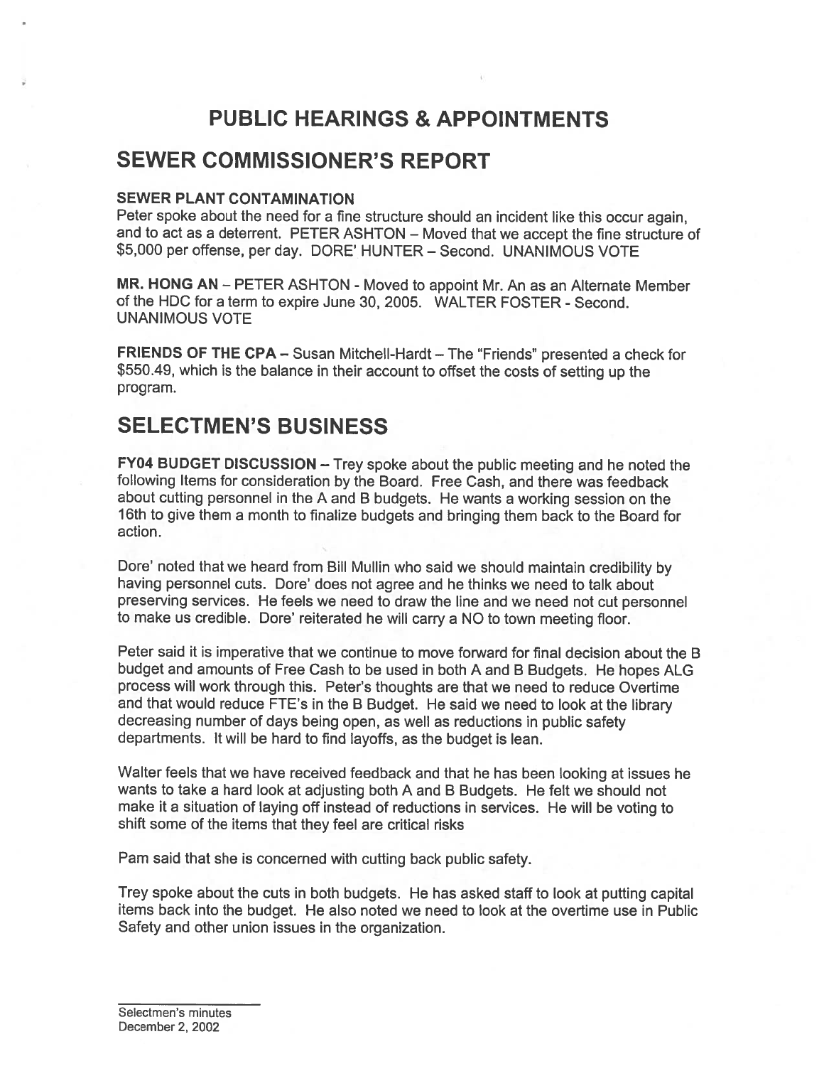# PUBLIC HEARINGS & APPOINTMENTS

# SEWER COMMISSIONER'S REPORT

**SEWER PLANT CONTAMINATION**

Peter spoke about the need for a fine structure should an incident like this occur again, and to act as a deterrent. PETER ASHTON – Moved that we accept the fine structure of $5,000 per offense, per day. DORE' HUNTER – Second. UNANIMOUS VOTE

**MR. HONG AN** – PETER ASHTON - Moved to appoint Mr. An as an Alternate Member of the HDC for a term to expire June 30, 2005. WALTER FOSTER - Second. UNANIMOUS VOTE

**FRIENDS OF THE CPA** – Susan Mitchell-Hardt – The "Friends" presented a check for $550.49, which is the balance in their account to offset the costs of setting up the program.

# SELECTMEN'S BUSINESS

**FY04 BUDGET DISCUSSION** – Trey spoke about the public meeting and he noted the following Items for consideration by the Board. Free Cash, and there was feedback about cutting personnel in the A and B budgets. He wants a working session on the 16th to give them a month to finalize budgets and bringing them back to the Board for action.

Dore' noted that we heard from Bill Mullin who said we should maintain credibility by having personnel cuts. Dore' does not agree and he thinks we need to talk about preserving services. He feels we need to draw the line and we need not cut personnel to make us credible. Dore' reiterated he will carry a NO to town meeting floor.

Peter said it is imperative that we continue to move forward for final decision about the B budget and amounts of Free Cash to be used in both A and B Budgets. He hopes ALG process will work through this. Peter's thoughts are that we need to reduce Overtime and that would reduce FTE's in the B Budget. He said we need to look at the library decreasing number of days being open, as well as reductions in public safety departments. It will be hard to find layoffs, as the budget is lean.

Walter feels that we have received feedback and that he has been looking at issues he wants to take a hard look at adjusting both A and B Budgets. He felt we should not make it a situation of laying off instead of reductions in services. He will be voting to shift some of the items that they feel are critical risks

Pam said that she is concerned with cutting back public safety.

Trey spoke about the cuts in both budgets. He has asked staff to look at putting capital items back into the budget. He also noted we need to look at the overtime use in Public Safety and other union issues in the organization.

Selectmen's minutes
December 2, 2002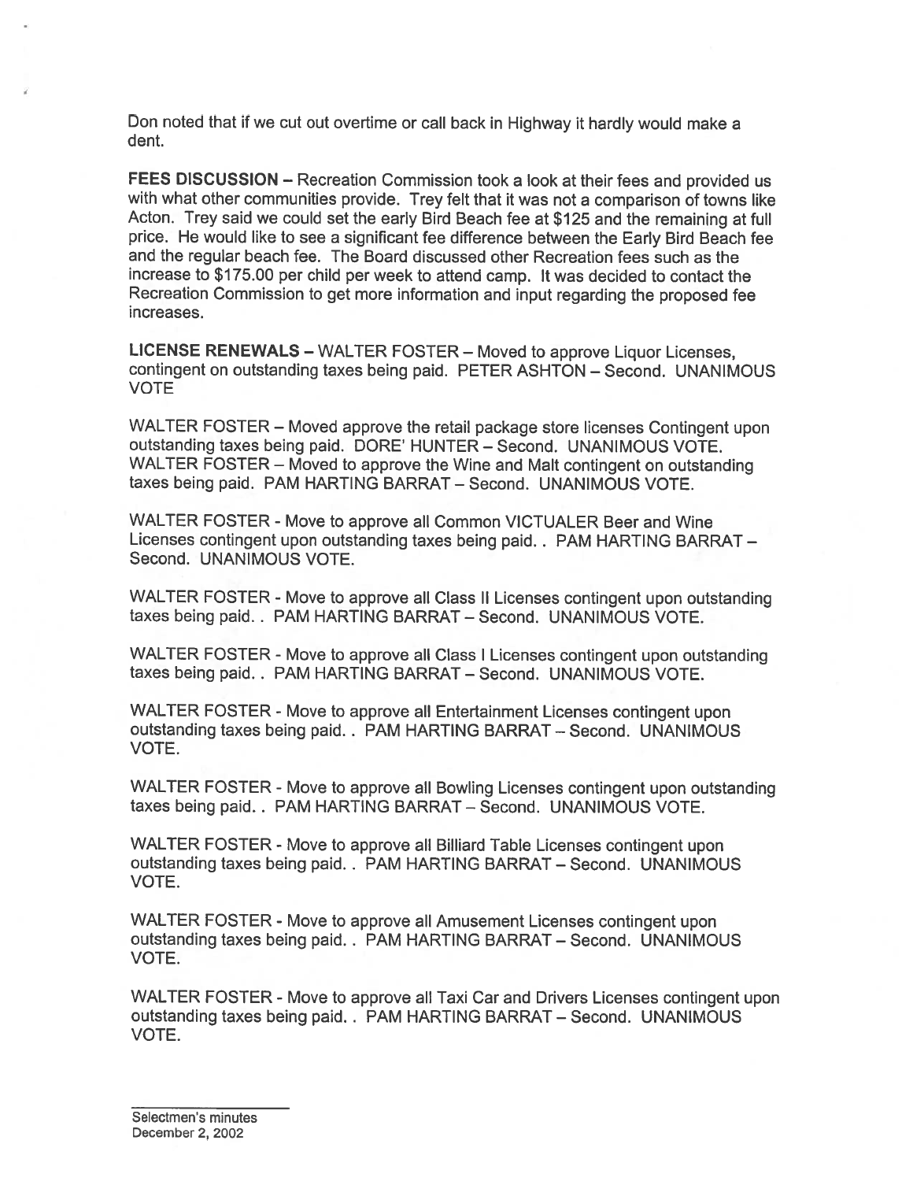Don noted that if we cut out overtime or call back in Highway it hardly would make a dent.

**FEES DISCUSSION** – Recreation Commission took a look at their fees and provided us with what other communities provide. Trey felt that it was not a comparison of towns like Acton. Trey said we could set the early Bird Beach fee at $125 and the remaining at full price. He would like to see a significant fee difference between the Early Bird Beach fee and the regular beach fee. The Board discussed other Recreation fees such as the increase to $175.00 per child per week to attend camp. It was decided to contact the Recreation Commission to get more information and input regarding the proposed fee increases.

**LICENSE RENEWALS** – WALTER FOSTER – Moved to approve Liquor Licenses, contingent on outstanding taxes being paid. PETER ASHTON – Second. UNANIMOUS VOTE

WALTER FOSTER – Moved approve the retail package store licenses Contingent upon outstanding taxes being paid. DORE' HUNTER – Second. UNANIMOUS VOTE. WALTER FOSTER – Moved to approve the Wine and Malt contingent on outstanding taxes being paid. PAM HARTING BARRAT – Second. UNANIMOUS VOTE.

WALTER FOSTER - Move to approve all Common VICTUALER Beer and Wine Licenses contingent upon outstanding taxes being paid. . PAM HARTING BARRAT – Second. UNANIMOUS VOTE.

WALTER FOSTER - Move to approve all Class II Licenses contingent upon outstanding taxes being paid. . PAM HARTING BARRAT – Second. UNANIMOUS VOTE.

WALTER FOSTER - Move to approve all Class I Licenses contingent upon outstanding taxes being paid. . PAM HARTING BARRAT – Second. UNANIMOUS VOTE.

WALTER FOSTER - Move to approve all Entertainment Licenses contingent upon outstanding taxes being paid. . PAM HARTING BARRAT – Second. UNANIMOUS VOTE.

WALTER FOSTER - Move to approve all Bowling Licenses contingent upon outstanding taxes being paid. . PAM HARTING BARRAT – Second. UNANIMOUS VOTE.

WALTER FOSTER - Move to approve all Billiard Table Licenses contingent upon outstanding taxes being paid. . PAM HARTING BARRAT – Second. UNANIMOUS VOTE.

WALTER FOSTER - Move to approve all Amusement Licenses contingent upon outstanding taxes being paid. . PAM HARTING BARRAT – Second. UNANIMOUS VOTE.

WALTER FOSTER - Move to approve all Taxi Car and Drivers Licenses contingent upon outstanding taxes being paid. . PAM HARTING BARRAT – Second. UNANIMOUS VOTE.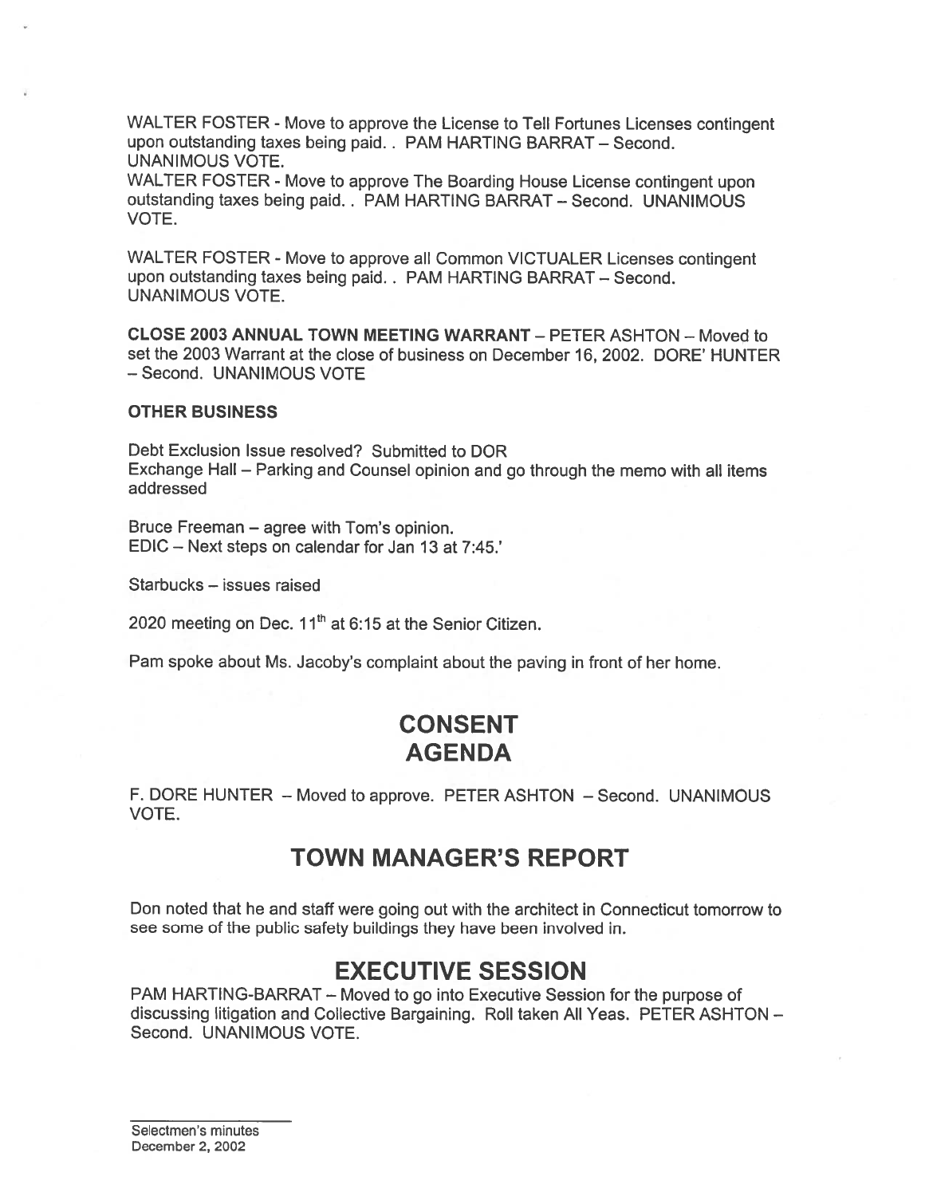WALTER FOSTER - Move to approve the License to Tell Fortunes Licenses contingent upon outstanding taxes being paid. . PAM HARTING BARRAT – Second. UNANIMOUS VOTE.

WALTER FOSTER - Move to approve The Boarding House License contingent upon outstanding taxes being paid. . PAM HARTING BARRAT – Second. UNANIMOUS VOTE.

WALTER FOSTER - Move to approve all Common VICTUALER Licenses contingent upon outstanding taxes being paid. . PAM HARTING BARRAT – Second. UNANIMOUS VOTE.

**CLOSE 2003 ANNUAL TOWN MEETING WARRANT** – PETER ASHTON – Moved to set the 2003 Warrant at the close of business on December 16, 2002. DORE' HUNTER – Second. UNANIMOUS VOTE

**OTHER BUSINESS**

Debt Exclusion Issue resolved? Submitted to DOR
Exchange Hall – Parking and Counsel opinion and go through the memo with all items addressed

Bruce Freeman – agree with Tom's opinion.
EDIC – Next steps on calendar for Jan 13 at 7:45.'

Starbucks – issues raised

2020 meeting on Dec. 11th at 6:15 at the Senior Citizen.

Pam spoke about Ms. Jacoby's complaint about the paving in front of her home.

# CONSENT AGENDA

F. DORE HUNTER – Moved to approve. PETER ASHTON – Second. UNANIMOUS VOTE.

# TOWN MANAGER'S REPORT

Don noted that he and staff were going out with the architect in Connecticut tomorrow to see some of the public safety buildings they have been involved in.

# EXECUTIVE SESSION

PAM HARTING-BARRAT – Moved to go into Executive Session for the purpose of discussing litigation and Collective Bargaining. Roll taken All Yeas. PETER ASHTON – Second. UNANIMOUS VOTE.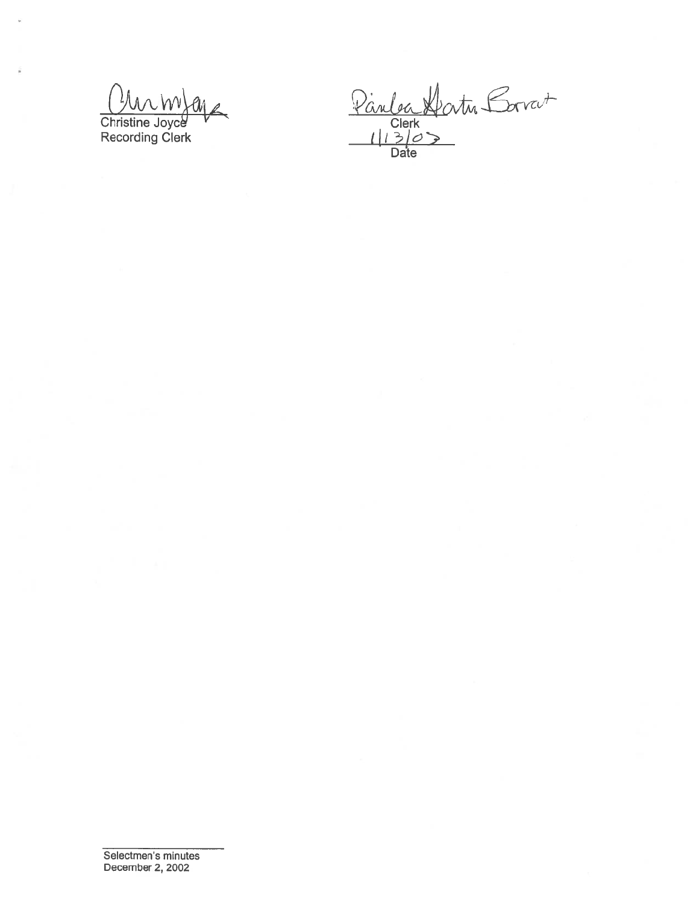Christine Joyce
Recording Clerk

Clerk

1/13/03
Date

Selectmen's minutes
December 2, 2002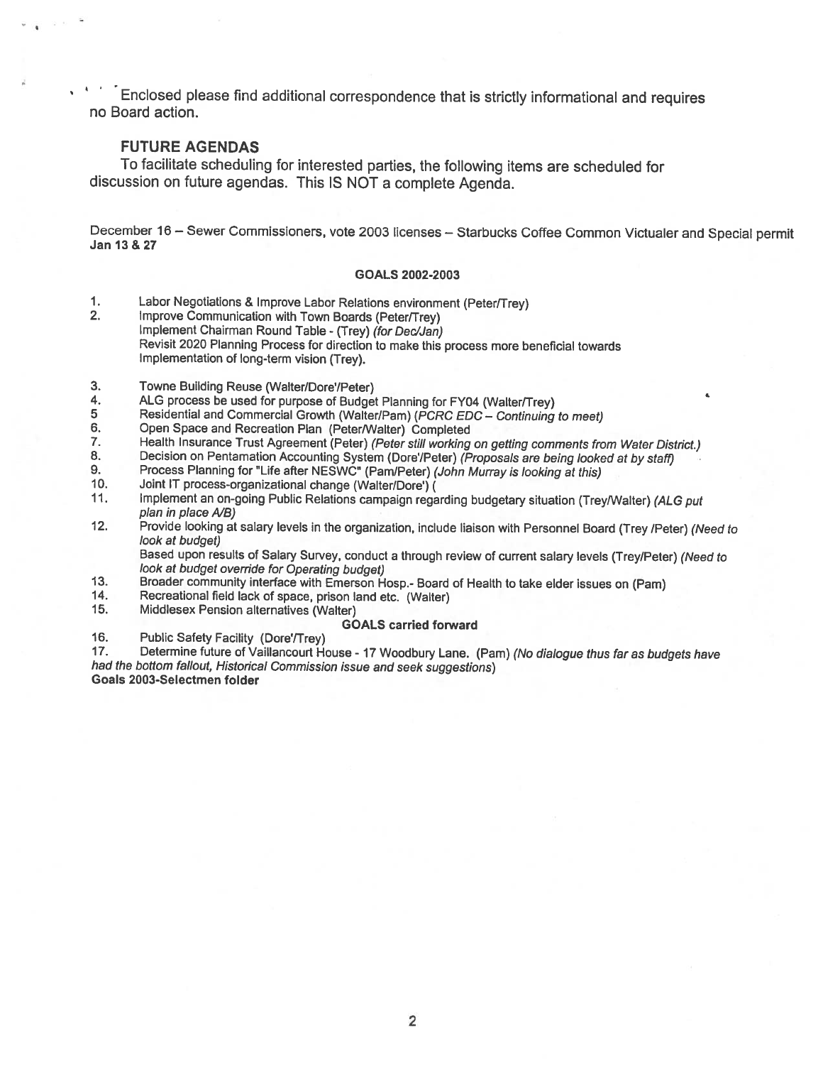Enclosed please find additional correspondence that is strictly informational and requires no Board action.

## FUTURE AGENDAS

To facilitate scheduling for interested parties, the following items are scheduled for discussion on future agendas. This IS NOT a complete Agenda.

December 16 – Sewer Commissioners, vote 2003 licenses – Starbucks Coffee Common Victualer and Special permit
**Jan 13 & 27**

### GOALS 2002-2003

1. Labor Negotiations & Improve Labor Relations environment (Peter/Trey)
2. Improve Communication with Town Boards (Peter/Trey)
   Implement Chairman Round Table - (Trey) *(for Dec/Jan)*
   Revisit 2020 Planning Process for direction to make this process more beneficial towards implementation of long-term vision (Trey).
3. Towne Building Reuse (Walter/Dore'/Peter)
4. ALG process be used for purpose of Budget Planning for FY04 (Walter/Trey)
5. Residential and Commercial Growth (Walter/Pam) *(PCRC EDC – Continuing to meet)*
6. Open Space and Recreation Plan (Peter/Walter) Completed
7. Health Insurance Trust Agreement (Peter) *(Peter still working on getting comments from Water District.)*
8. Decision on Pentamation Accounting System (Dore'/Peter) *(Proposals are being looked at by staff)*
9. Process Planning for "Life after NESWC" (Pam/Peter) *(John Murray is looking at this)*
10. Joint IT process-organizational change (Walter/Dore') (
11. Implement an on-going Public Relations campaign regarding budgetary situation (Trey/Walter) *(ALG put plan in place A/B)*
12. Provide looking at salary levels in the organization, include liaison with Personnel Board (Trey /Peter) *(Need to look at budget)*
    Based upon results of Salary Survey, conduct a through review of current salary levels (Trey/Peter) *(Need to look at budget override for Operating budget)*
13. Broader community interface with Emerson Hosp.- Board of Health to take elder issues on (Pam)
14. Recreational field lack of space, prison land etc. (Walter)
15. Middlesex Pension alternatives (Walter)

**GOALS carried forward**

16. Public Safety Facility (Dore'/Trey)
17. Determine future of Vaillancourt House - 17 Woodbury Lane. (Pam) *(No dialogue thus far as budgets have had the bottom fallout, Historical Commission issue and seek suggestions)*

**Goals 2003-Selectmen folder**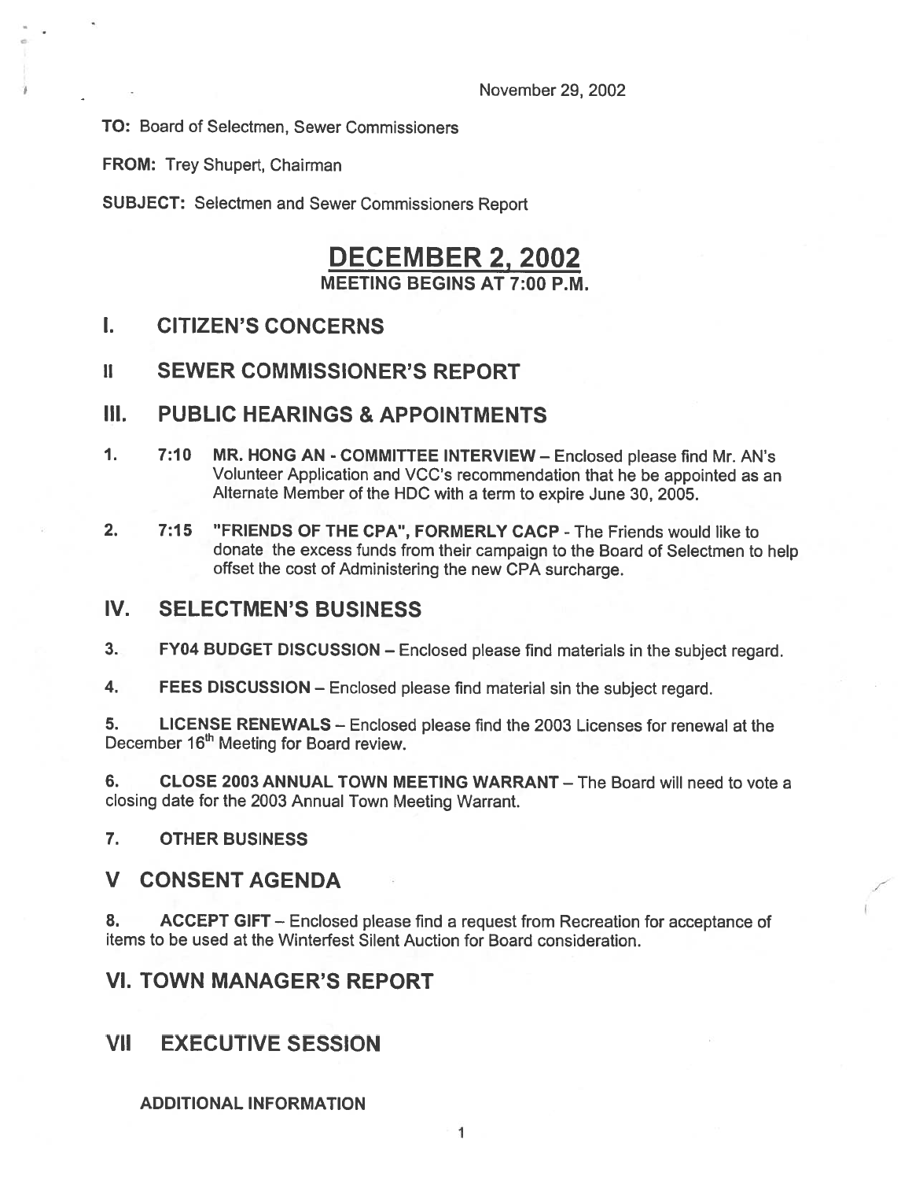November 29, 2002

**TO:** Board of Selectmen, Sewer Commissioners

**FROM:** Trey Shupert, Chairman

**SUBJECT:** Selectmen and Sewer Commissioners Report

# DECEMBER 2, 2002

**MEETING BEGINS AT 7:00 P.M.**

## I. CITIZEN'S CONCERNS

## II SEWER COMMISSIONER'S REPORT

## III. PUBLIC HEARINGS & APPOINTMENTS

1. **7:10 MR. HONG AN - COMMITTEE INTERVIEW** – Enclosed please find Mr. AN's Volunteer Application and VCC's recommendation that he be appointed as an Alternate Member of the HDC with a term to expire June 30, 2005.

2. **7:15 "FRIENDS OF THE CPA", FORMERLY CACP** - The Friends would like to donate the excess funds from their campaign to the Board of Selectmen to help offset the cost of Administering the new CPA surcharge.

## IV. SELECTMEN'S BUSINESS

3. **FY04 BUDGET DISCUSSION** – Enclosed please find materials in the subject regard.

4. **FEES DISCUSSION** – Enclosed please find material sin the subject regard.

5. **LICENSE RENEWALS** – Enclosed please find the 2003 Licenses for renewal at the December 16th Meeting for Board review.

6. **CLOSE 2003 ANNUAL TOWN MEETING WARRANT** – The Board will need to vote a closing date for the 2003 Annual Town Meeting Warrant.

7. **OTHER BUSINESS**

## V CONSENT AGENDA

8. **ACCEPT GIFT** – Enclosed please find a request from Recreation for acceptance of items to be used at the Winterfest Silent Auction for Board consideration.

## VI. TOWN MANAGER'S REPORT

## VII EXECUTIVE SESSION

**ADDITIONAL INFORMATION**